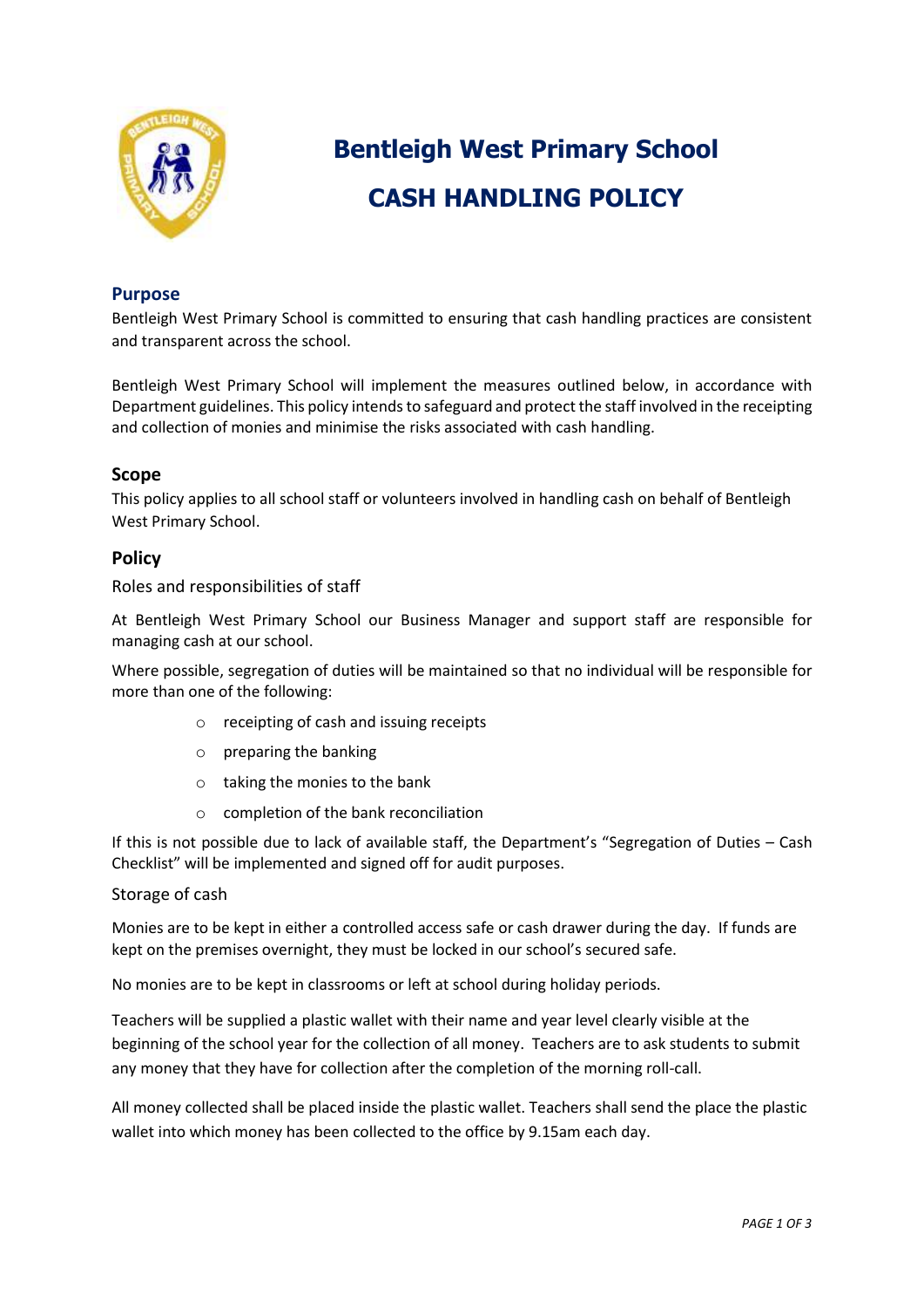# Bentleigh West Primary School

# CASH HANDLING POLICY

## Purpose

Bentleigh West Primary School is committed to ensuring that cash handling practices are consistent and transparent across the school.

Bentleigh West Primary School will implement the measures outlined below, in accordance with Department guidelines. This policy intends to safeguard and protect the staff involved in the receipting and collection of monies and minimise the risks associated with cash handling.

## Scope

This policy applies to all school staff or volunteers involved in handling cash on behalf of Bentleigh West Primary School.

## Policy

### Roles and responsibilities of staff

At Bentleigh West Primary School our Business Manager and support staff are responsible for managing cash at our school.

Where possible, segregation of duties will be maintained so that no individual will be responsible for more than one of the following:

- receipting of cash and issuing receipts
- preparing the banking
- taking the monies to the bank
- completion of the bank reconciliation

If this is not possible due to lack of available staff, the Department's "Segregation of Duties – Cash Checklist" will be implemented and signed off for audit purposes.

### Storage of cash

Monies are to be kept in either a controlled access safe or cash drawer during the day. If funds are kept on the premises overnight, they must be locked in our school's secured safe.

No monies are to be kept in classrooms or left at school during holiday periods.

Teachers will be supplied a plastic wallet with their name and year level clearly visible at the beginning of the school year for the collection of all money. Teachers are to ask students to submit any money that they have for collection after the completion of the morning roll-call.

All money collected shall be placed inside the plastic wallet. Teachers shall send the place the plastic wallet into which money has been collected to the office by 9.15am each day.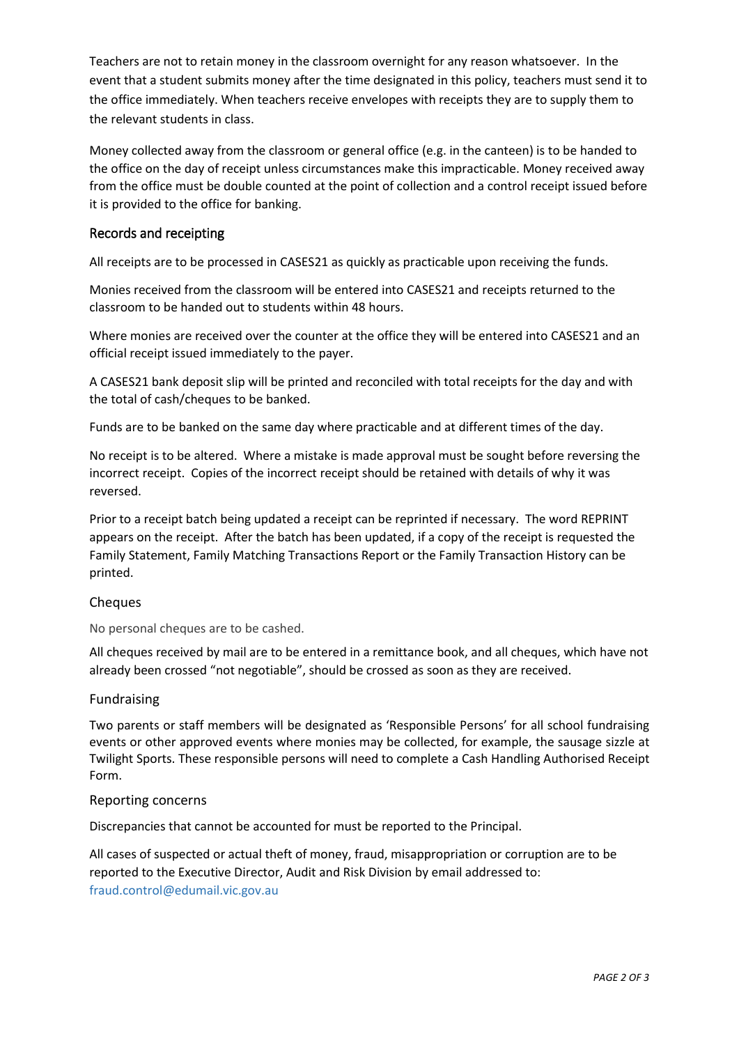Teachers are not to retain money in the classroom overnight for any reason whatsoever. In the event that a student submits money after the time designated in this policy, teachers must send it to the office immediately. When teachers receive envelopes with receipts they are to supply them to the relevant students in class.

Money collected away from the classroom or general office (e.g. in the canteen) is to be handed to the office on the day of receipt unless circumstances make this impracticable. Money received away from the office must be double counted at the point of collection and a control receipt issued before it is provided to the office for banking.

## Records and receipting

All receipts are to be processed in CASES21 as quickly as practicable upon receiving the funds.

Monies received from the classroom will be entered into CASES21 and receipts returned to the classroom to be handed out to students within 48 hours.

Where monies are received over the counter at the office they will be entered into CASES21 and an official receipt issued immediately to the payer.

A CASES21 bank deposit slip will be printed and reconciled with total receipts for the day and with the total of cash/cheques to be banked.

Funds are to be banked on the same day where practicable and at different times of the day.

No receipt is to be altered. Where a mistake is made approval must be sought before reversing the incorrect receipt. Copies of the incorrect receipt should be retained with details of why it was reversed.

Prior to a receipt batch being updated a receipt can be reprinted if necessary. The word REPRINT appears on the receipt. After the batch has been updated, if a copy of the receipt is requested the Family Statement, Family Matching Transactions Report or the Family Transaction History can be printed.

### Cheques

No personal cheques are to be cashed.

All cheques received by mail are to be entered in a remittance book, and all cheques, which have not already been crossed "not negotiable", should be crossed as soon as they are received.

### Fundraising

Two parents or staff members will be designated as 'Responsible Persons' for all school fundraising events or other approved events where monies may be collected, for example, the sausage sizzle at Twilight Sports. These responsible persons will need to complete a Cash Handling Authorised Receipt Form.

### Reporting concerns

Discrepancies that cannot be accounted for must be reported to the Principal.

All cases of suspected or actual theft of money, fraud, misappropriation or corruption are to be reported to the Executive Director, Audit and Risk Division by email addressed to: fraud.control@edumail.vic.gov.au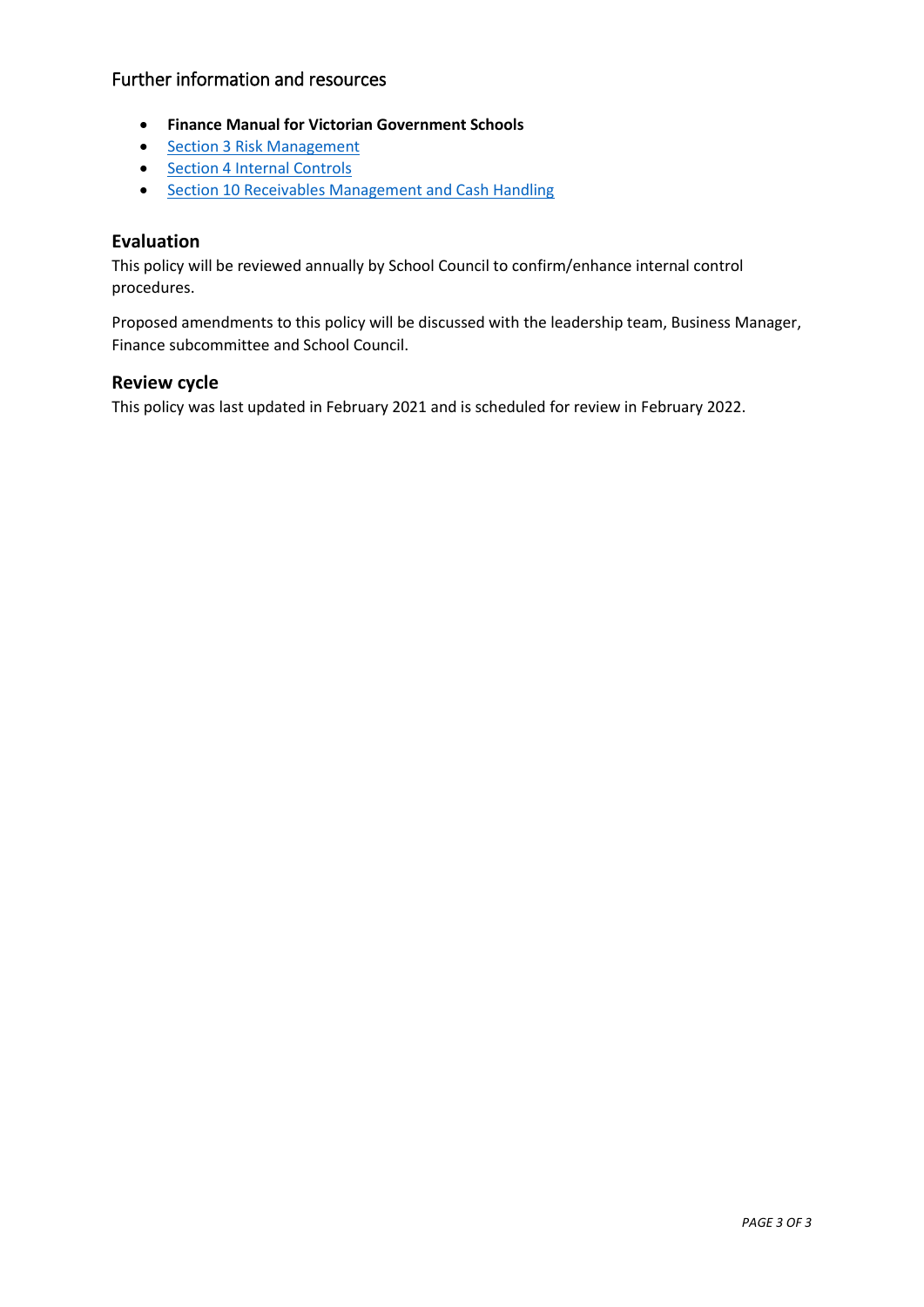## Further information and resources

- **Finance Manual for Victorian Government Schools**
- Section 3 Risk Management
- Section 4 Internal Controls
- Section 10 Receivables Management and Cash Handling

## Evaluation

This policy will be reviewed annually by School Council to confirm/enhance internal control procedures.

Proposed amendments to this policy will be discussed with the leadership team, Business Manager, Finance subcommittee and School Council.

## Review cycle

This policy was last updated in February 2021 and is scheduled for review in February 2022.